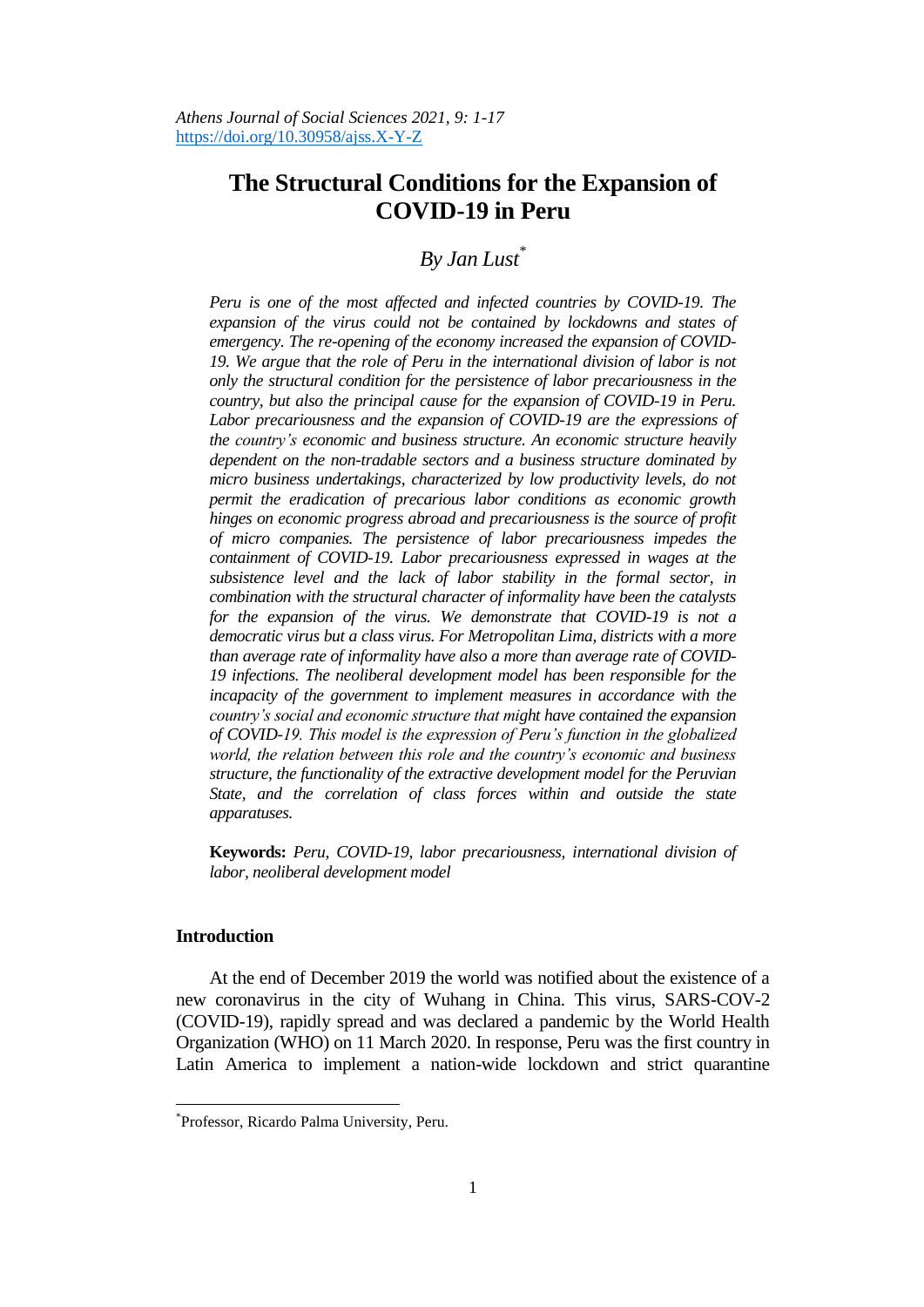# The Structural Conditions for the Expansion of COVID-19 in Peru

*By Jan Lust*[*]

*Peru is one of the most affected and infected countries by COVID-19. The expansion of the virus could not be contained by lockdowns and states of emergency. The re-opening of the economy increased the expansion of COVID-19. We argue that the role of Peru in the international division of labor is not only the structural condition for the persistence of labor precariousness in the country, but also the principal cause for the expansion of COVID-19 in Peru. Labor precariousness and the expansion of COVID-19 are the expressions of the country's economic and business structure. An economic structure heavily dependent on the non-tradable sectors and a business structure dominated by micro business undertakings, characterized by low productivity levels, do not permit the eradication of precarious labor conditions as economic growth hinges on economic progress abroad and precariousness is the source of profit of micro companies. The persistence of labor precariousness impedes the containment of COVID-19. Labor precariousness expressed in wages at the subsistence level and the lack of labor stability in the formal sector, in combination with the structural character of informality have been the catalysts for the expansion of the virus. We demonstrate that COVID-19 is not a democratic virus but a class virus. For Metropolitan Lima, districts with a more than average rate of informality have also a more than average rate of COVID-19 infections. The neoliberal development model has been responsible for the incapacity of the government to implement measures in accordance with the country's social and economic structure that might have contained the expansion of COVID-19. This model is the expression of Peru's function in the globalized world, the relation between this role and the country's economic and business structure, the functionality of the extractive development model for the Peruvian State, and the correlation of class forces within and outside the state apparatuses.*

**Keywords:** *Peru, COVID-19, labor precariousness, international division of labor, neoliberal development model*

## Introduction

At the end of December 2019 the world was notified about the existence of a new coronavirus in the city of Wuhang in China. This virus, SARS-COV-2 (COVID-19), rapidly spread and was declared a pandemic by the World Health Organization (WHO) on 11 March 2020. In response, Peru was the first country in Latin America to implement a nation-wide lockdown and strict quarantine

[*] Professor, Ricardo Palma University, Peru.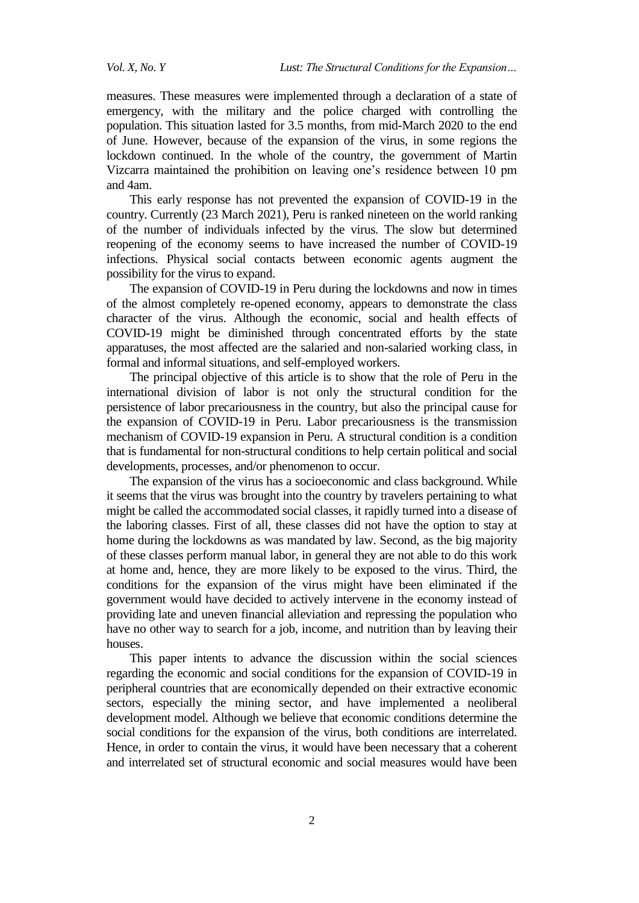measures. These measures were implemented through a declaration of a state of emergency, with the military and the police charged with controlling the population. This situation lasted for 3.5 months, from mid-March 2020 to the end of June. However, because of the expansion of the virus, in some regions the lockdown continued. In the whole of the country, the government of Martin Vizcarra maintained the prohibition on leaving one's residence between 10 pm and 4am.

This early response has not prevented the expansion of COVID-19 in the country. Currently (23 March 2021), Peru is ranked nineteen on the world ranking of the number of individuals infected by the virus. The slow but determined reopening of the economy seems to have increased the number of COVID-19 infections. Physical social contacts between economic agents augment the possibility for the virus to expand.

The expansion of COVID-19 in Peru during the lockdowns and now in times of the almost completely re-opened economy, appears to demonstrate the class character of the virus. Although the economic, social and health effects of COVID-19 might be diminished through concentrated efforts by the state apparatuses, the most affected are the salaried and non-salaried working class, in formal and informal situations, and self-employed workers.

The principal objective of this article is to show that the role of Peru in the international division of labor is not only the structural condition for the persistence of labor precariousness in the country, but also the principal cause for the expansion of COVID-19 in Peru. Labor precariousness is the transmission mechanism of COVID-19 expansion in Peru. A structural condition is a condition that is fundamental for non-structural conditions to help certain political and social developments, processes, and/or phenomenon to occur.

The expansion of the virus has a socioeconomic and class background. While it seems that the virus was brought into the country by travelers pertaining to what might be called the accommodated social classes, it rapidly turned into a disease of the laboring classes. First of all, these classes did not have the option to stay at home during the lockdowns as was mandated by law. Second, as the big majority of these classes perform manual labor, in general they are not able to do this work at home and, hence, they are more likely to be exposed to the virus. Third, the conditions for the expansion of the virus might have been eliminated if the government would have decided to actively intervene in the economy instead of providing late and uneven financial alleviation and repressing the population who have no other way to search for a job, income, and nutrition than by leaving their houses.

This paper intents to advance the discussion within the social sciences regarding the economic and social conditions for the expansion of COVID-19 in peripheral countries that are economically depended on their extractive economic sectors, especially the mining sector, and have implemented a neoliberal development model. Although we believe that economic conditions determine the social conditions for the expansion of the virus, both conditions are interrelated. Hence, in order to contain the virus, it would have been necessary that a coherent and interrelated set of structural economic and social measures would have been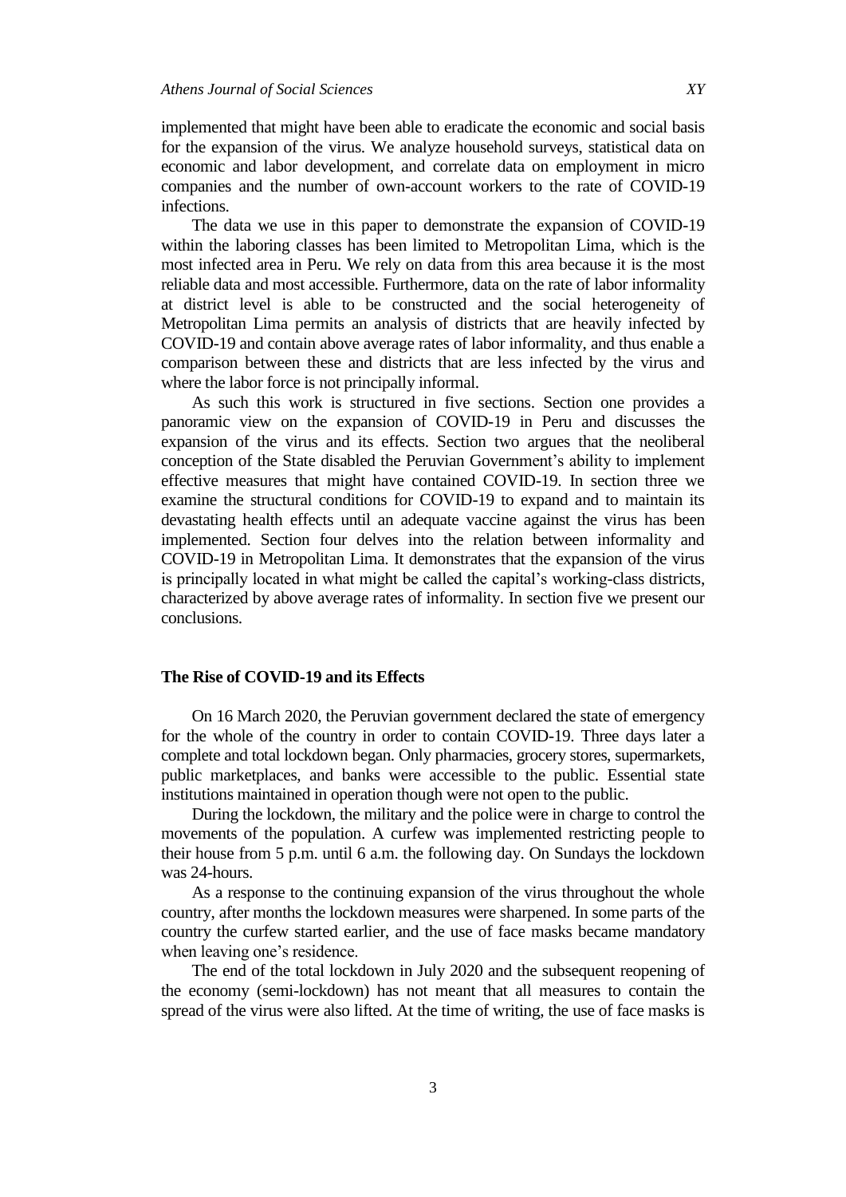implemented that might have been able to eradicate the economic and social basis for the expansion of the virus. We analyze household surveys, statistical data on economic and labor development, and correlate data on employment in micro companies and the number of own-account workers to the rate of COVID-19 infections.

The data we use in this paper to demonstrate the expansion of COVID-19 within the laboring classes has been limited to Metropolitan Lima, which is the most infected area in Peru. We rely on data from this area because it is the most reliable data and most accessible. Furthermore, data on the rate of labor informality at district level is able to be constructed and the social heterogeneity of Metropolitan Lima permits an analysis of districts that are heavily infected by COVID-19 and contain above average rates of labor informality, and thus enable a comparison between these and districts that are less infected by the virus and where the labor force is not principally informal.

As such this work is structured in five sections. Section one provides a panoramic view on the expansion of COVID-19 in Peru and discusses the expansion of the virus and its effects. Section two argues that the neoliberal conception of the State disabled the Peruvian Government's ability to implement effective measures that might have contained COVID-19. In section three we examine the structural conditions for COVID-19 to expand and to maintain its devastating health effects until an adequate vaccine against the virus has been implemented. Section four delves into the relation between informality and COVID-19 in Metropolitan Lima. It demonstrates that the expansion of the virus is principally located in what might be called the capital's working-class districts, characterized by above average rates of informality. In section five we present our conclusions.

## The Rise of COVID-19 and its Effects

On 16 March 2020, the Peruvian government declared the state of emergency for the whole of the country in order to contain COVID-19. Three days later a complete and total lockdown began. Only pharmacies, grocery stores, supermarkets, public marketplaces, and banks were accessible to the public. Essential state institutions maintained in operation though were not open to the public.

During the lockdown, the military and the police were in charge to control the movements of the population. A curfew was implemented restricting people to their house from 5 p.m. until 6 a.m. the following day. On Sundays the lockdown was 24-hours.

As a response to the continuing expansion of the virus throughout the whole country, after months the lockdown measures were sharpened. In some parts of the country the curfew started earlier, and the use of face masks became mandatory when leaving one's residence.

The end of the total lockdown in July 2020 and the subsequent reopening of the economy (semi-lockdown) has not meant that all measures to contain the spread of the virus were also lifted. At the time of writing, the use of face masks is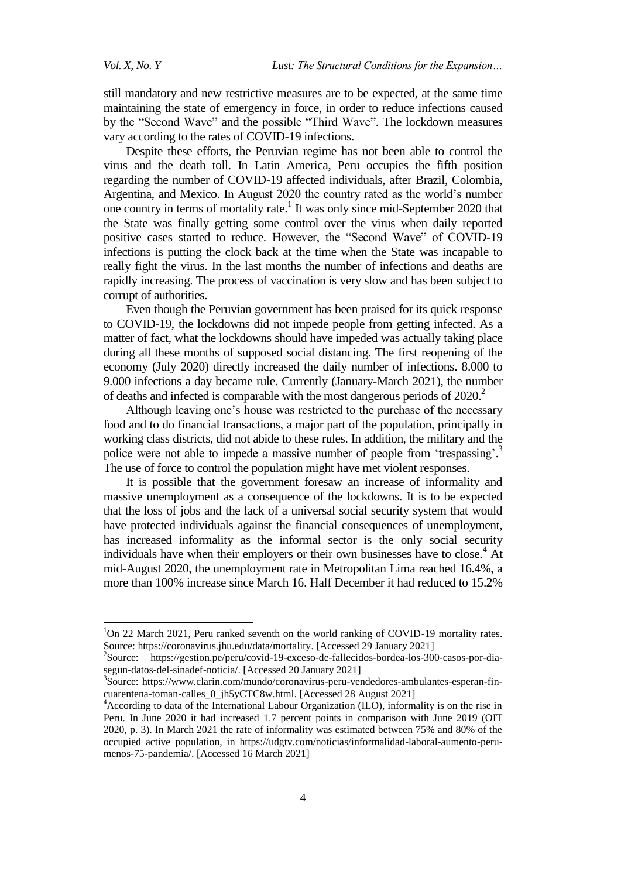still mandatory and new restrictive measures are to be expected, at the same time maintaining the state of emergency in force, in order to reduce infections caused by the "Second Wave" and the possible "Third Wave". The lockdown measures vary according to the rates of COVID-19 infections.

Despite these efforts, the Peruvian regime has not been able to control the virus and the death toll. In Latin America, Peru occupies the fifth position regarding the number of COVID-19 affected individuals, after Brazil, Colombia, Argentina, and Mexico. In August 2020 the country rated as the world's number one country in terms of mortality rate.[1] It was only since mid-September 2020 that the State was finally getting some control over the virus when daily reported positive cases started to reduce. However, the "Second Wave" of COVID-19 infections is putting the clock back at the time when the State was incapable to really fight the virus. In the last months the number of infections and deaths are rapidly increasing. The process of vaccination is very slow and has been subject to corrupt of authorities.

Even though the Peruvian government has been praised for its quick response to COVID-19, the lockdowns did not impede people from getting infected. As a matter of fact, what the lockdowns should have impeded was actually taking place during all these months of supposed social distancing. The first reopening of the economy (July 2020) directly increased the daily number of infections. 8.000 to 9.000 infections a day became rule. Currently (January-March 2021), the number of deaths and infected is comparable with the most dangerous periods of 2020.[2]

Although leaving one's house was restricted to the purchase of the necessary food and to do financial transactions, a major part of the population, principally in working class districts, did not abide to these rules. In addition, the military and the police were not able to impede a massive number of people from 'trespassing'.[3] The use of force to control the population might have met violent responses.

It is possible that the government foresaw an increase of informality and massive unemployment as a consequence of the lockdowns. It is to be expected that the loss of jobs and the lack of a universal social security system that would have protected individuals against the financial consequences of unemployment, has increased informality as the informal sector is the only social security individuals have when their employers or their own businesses have to close.[4] At mid-August 2020, the unemployment rate in Metropolitan Lima reached 16.4%, a more than 100% increase since March 16. Half December it had reduced to 15.2%

---

[1] On 22 March 2021, Peru ranked seventh on the world ranking of COVID-19 mortality rates. Source: https://coronavirus.jhu.edu/data/mortality. [Accessed 29 January 2021]

[2] Source: https://gestion.pe/peru/covid-19-exceso-de-fallecidos-bordea-los-300-casos-por-dia-segun-datos-del-sinadef-noticia/. [Accessed 20 January 2021]

[3] Source: https://www.clarin.com/mundo/coronavirus-peru-vendedores-ambulantes-esperan-fin-cuarentena-toman-calles_0_jh5yCTC8w.html. [Accessed 28 August 2021]

[4] According to data of the International Labour Organization (ILO), informality is on the rise in Peru. In June 2020 it had increased 1.7 percent points in comparison with June 2019 (OIT 2020, p. 3). In March 2021 the rate of informality was estimated between 75% and 80% of the occupied active population, in https://udgtv.com/noticias/informalidad-laboral-aumento-peru-menos-75-pandemia/. [Accessed 16 March 2021]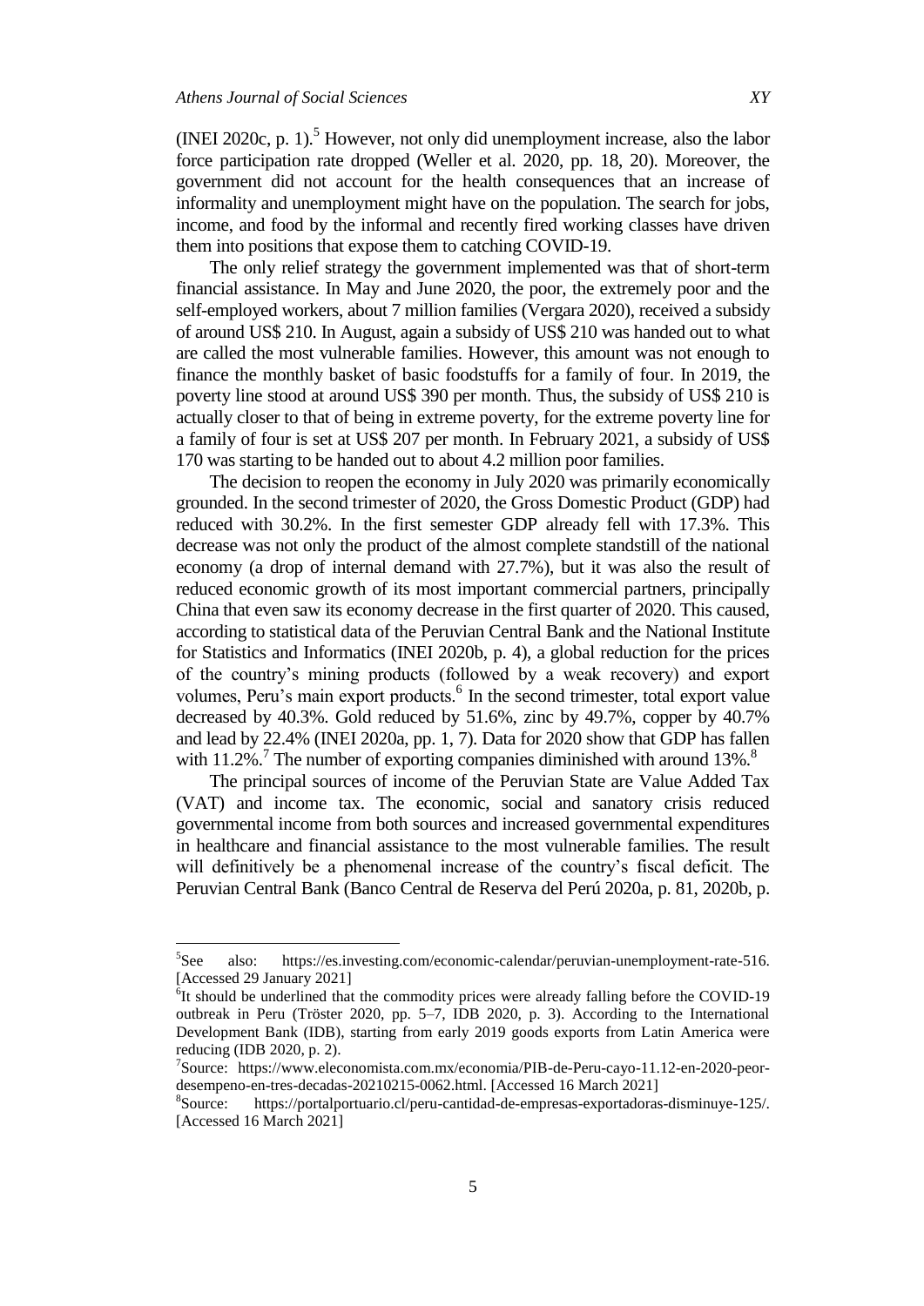(INEI 2020c, p. 1).[5] However, not only did unemployment increase, also the labor force participation rate dropped (Weller et al. 2020, pp. 18, 20). Moreover, the government did not account for the health consequences that an increase of informality and unemployment might have on the population. The search for jobs, income, and food by the informal and recently fired working classes have driven them into positions that expose them to catching COVID-19.

The only relief strategy the government implemented was that of short-term financial assistance. In May and June 2020, the poor, the extremely poor and the self-employed workers, about 7 million families (Vergara 2020), received a subsidy of around US$ 210. In August, again a subsidy of US$ 210 was handed out to what are called the most vulnerable families. However, this amount was not enough to finance the monthly basket of basic foodstuffs for a family of four. In 2019, the poverty line stood at around US$ 390 per month. Thus, the subsidy of US$ 210 is actually closer to that of being in extreme poverty, for the extreme poverty line for a family of four is set at US$ 207 per month. In February 2021, a subsidy of US$ 170 was starting to be handed out to about 4.2 million poor families.

The decision to reopen the economy in July 2020 was primarily economically grounded. In the second trimester of 2020, the Gross Domestic Product (GDP) had reduced with 30.2%. In the first semester GDP already fell with 17.3%. This decrease was not only the product of the almost complete standstill of the national economy (a drop of internal demand with 27.7%), but it was also the result of reduced economic growth of its most important commercial partners, principally China that even saw its economy decrease in the first quarter of 2020. This caused, according to statistical data of the Peruvian Central Bank and the National Institute for Statistics and Informatics (INEI 2020b, p. 4), a global reduction for the prices of the country's mining products (followed by a weak recovery) and export volumes, Peru's main export products.[6] In the second trimester, total export value decreased by 40.3%. Gold reduced by 51.6%, zinc by 49.7%, copper by 40.7% and lead by 22.4% (INEI 2020a, pp. 1, 7). Data for 2020 show that GDP has fallen with 11.2%.[7] The number of exporting companies diminished with around 13%.[8]

The principal sources of income of the Peruvian State are Value Added Tax (VAT) and income tax. The economic, social and sanatory crisis reduced governmental income from both sources and increased governmental expenditures in healthcare and financial assistance to the most vulnerable families. The result will definitively be a phenomenal increase of the country's fiscal deficit. The Peruvian Central Bank (Banco Central de Reserva del Perú 2020a, p. 81, 2020b, p.

---

[5] See also: https://es.investing.com/economic-calendar/peruvian-unemployment-rate-516. [Accessed 29 January 2021]

[6] It should be underlined that the commodity prices were already falling before the COVID-19 outbreak in Peru (Tröster 2020, pp. 5–7, IDB 2020, p. 3). According to the International Development Bank (IDB), starting from early 2019 goods exports from Latin America were reducing (IDB 2020, p. 2).

[7] Source: https://www.eleconomista.com.mx/economia/PIB-de-Peru-cayo-11.12-en-2020-peor-desempeno-en-tres-decadas-20210215-0062.html. [Accessed 16 March 2021]

[8] Source: https://portalportuario.cl/peru-cantidad-de-empresas-exportadoras-disminuye-125/. [Accessed 16 March 2021]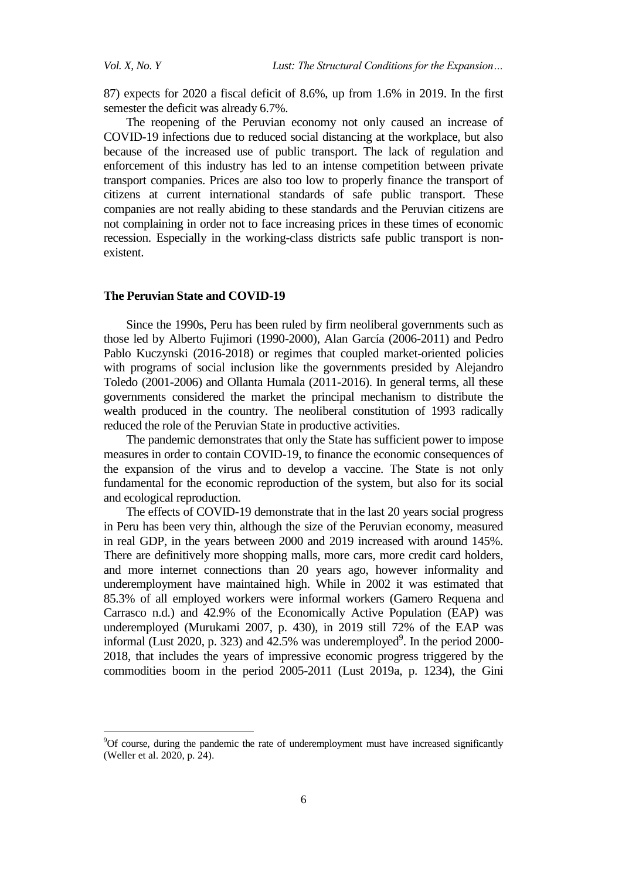87) expects for 2020 a fiscal deficit of 8.6%, up from 1.6% in 2019. In the first semester the deficit was already 6.7%.

The reopening of the Peruvian economy not only caused an increase of COVID-19 infections due to reduced social distancing at the workplace, but also because of the increased use of public transport. The lack of regulation and enforcement of this industry has led to an intense competition between private transport companies. Prices are also too low to properly finance the transport of citizens at current international standards of safe public transport. These companies are not really abiding to these standards and the Peruvian citizens are not complaining in order not to face increasing prices in these times of economic recession. Especially in the working-class districts safe public transport is non-existent.

## The Peruvian State and COVID-19

Since the 1990s, Peru has been ruled by firm neoliberal governments such as those led by Alberto Fujimori (1990-2000), Alan García (2006-2011) and Pedro Pablo Kuczynski (2016-2018) or regimes that coupled market-oriented policies with programs of social inclusion like the governments presided by Alejandro Toledo (2001-2006) and Ollanta Humala (2011-2016). In general terms, all these governments considered the market the principal mechanism to distribute the wealth produced in the country. The neoliberal constitution of 1993 radically reduced the role of the Peruvian State in productive activities.

The pandemic demonstrates that only the State has sufficient power to impose measures in order to contain COVID-19, to finance the economic consequences of the expansion of the virus and to develop a vaccine. The State is not only fundamental for the economic reproduction of the system, but also for its social and ecological reproduction.

The effects of COVID-19 demonstrate that in the last 20 years social progress in Peru has been very thin, although the size of the Peruvian economy, measured in real GDP, in the years between 2000 and 2019 increased with around 145%. There are definitively more shopping malls, more cars, more credit card holders, and more internet connections than 20 years ago, however informality and underemployment have maintained high. While in 2002 it was estimated that 85.3% of all employed workers were informal workers (Gamero Requena and Carrasco n.d.) and 42.9% of the Economically Active Population (EAP) was underemployed (Murukami 2007, p. 430), in 2019 still 72% of the EAP was informal (Lust 2020, p. 323) and 42.5% was underemployed[9]. In the period 2000-2018, that includes the years of impressive economic progress triggered by the commodities boom in the period 2005-2011 (Lust 2019a, p. 1234), the Gini

[9]Of course, during the pandemic the rate of underemployment must have increased significantly (Weller et al. 2020, p. 24).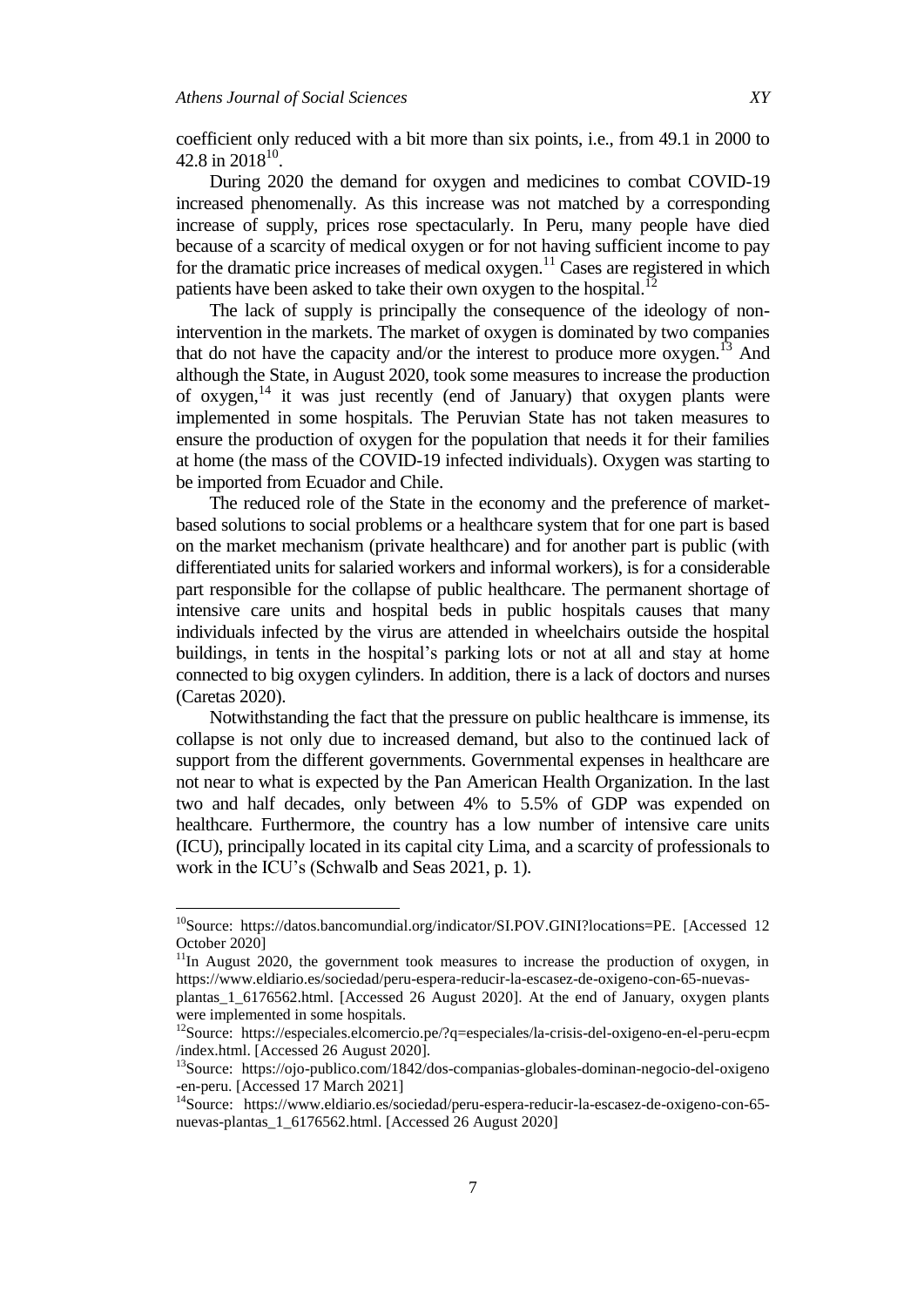coefficient only reduced with a bit more than six points, i.e., from 49.1 in 2000 to 42.8 in 2018[10].

During 2020 the demand for oxygen and medicines to combat COVID-19 increased phenomenally. As this increase was not matched by a corresponding increase of supply, prices rose spectacularly. In Peru, many people have died because of a scarcity of medical oxygen or for not having sufficient income to pay for the dramatic price increases of medical oxygen.[11] Cases are registered in which patients have been asked to take their own oxygen to the hospital.[12]

The lack of supply is principally the consequence of the ideology of non-intervention in the markets. The market of oxygen is dominated by two companies that do not have the capacity and/or the interest to produce more oxygen.[13] And although the State, in August 2020, took some measures to increase the production of oxygen,[14] it was just recently (end of January) that oxygen plants were implemented in some hospitals. The Peruvian State has not taken measures to ensure the production of oxygen for the population that needs it for their families at home (the mass of the COVID-19 infected individuals). Oxygen was starting to be imported from Ecuador and Chile.

The reduced role of the State in the economy and the preference of market-based solutions to social problems or a healthcare system that for one part is based on the market mechanism (private healthcare) and for another part is public (with differentiated units for salaried workers and informal workers), is for a considerable part responsible for the collapse of public healthcare. The permanent shortage of intensive care units and hospital beds in public hospitals causes that many individuals infected by the virus are attended in wheelchairs outside the hospital buildings, in tents in the hospital's parking lots or not at all and stay at home connected to big oxygen cylinders. In addition, there is a lack of doctors and nurses (Caretas 2020).

Notwithstanding the fact that the pressure on public healthcare is immense, its collapse is not only due to increased demand, but also to the continued lack of support from the different governments. Governmental expenses in healthcare are not near to what is expected by the Pan American Health Organization. In the last two and half decades, only between 4% to 5.5% of GDP was expended on healthcare. Furthermore, the country has a low number of intensive care units (ICU), principally located in its capital city Lima, and a scarcity of professionals to work in the ICU's (Schwalb and Seas 2021, p. 1).

---

[10]Source: https://datos.bancomundial.org/indicator/SI.POV.GINI?locations=PE. [Accessed 12 October 2020]

[11]In August 2020, the government took measures to increase the production of oxygen, in https://www.eldiario.es/sociedad/peru-espera-reducir-la-escasez-de-oxigeno-con-65-nuevas-plantas_1_6176562.html. [Accessed 26 August 2020]. At the end of January, oxygen plants were implemented in some hospitals.

[12]Source: https://especiales.elcomercio.pe/?q=especiales/la-crisis-del-oxigeno-en-el-peru-ecpm/index.html. [Accessed 26 August 2020].

[13]Source: https://ojo-publico.com/1842/dos-companias-globales-dominan-negocio-del-oxigeno-en-peru. [Accessed 17 March 2021]

[14]Source: https://www.eldiario.es/sociedad/peru-espera-reducir-la-escasez-de-oxigeno-con-65-nuevas-plantas_1_6176562.html. [Accessed 26 August 2020]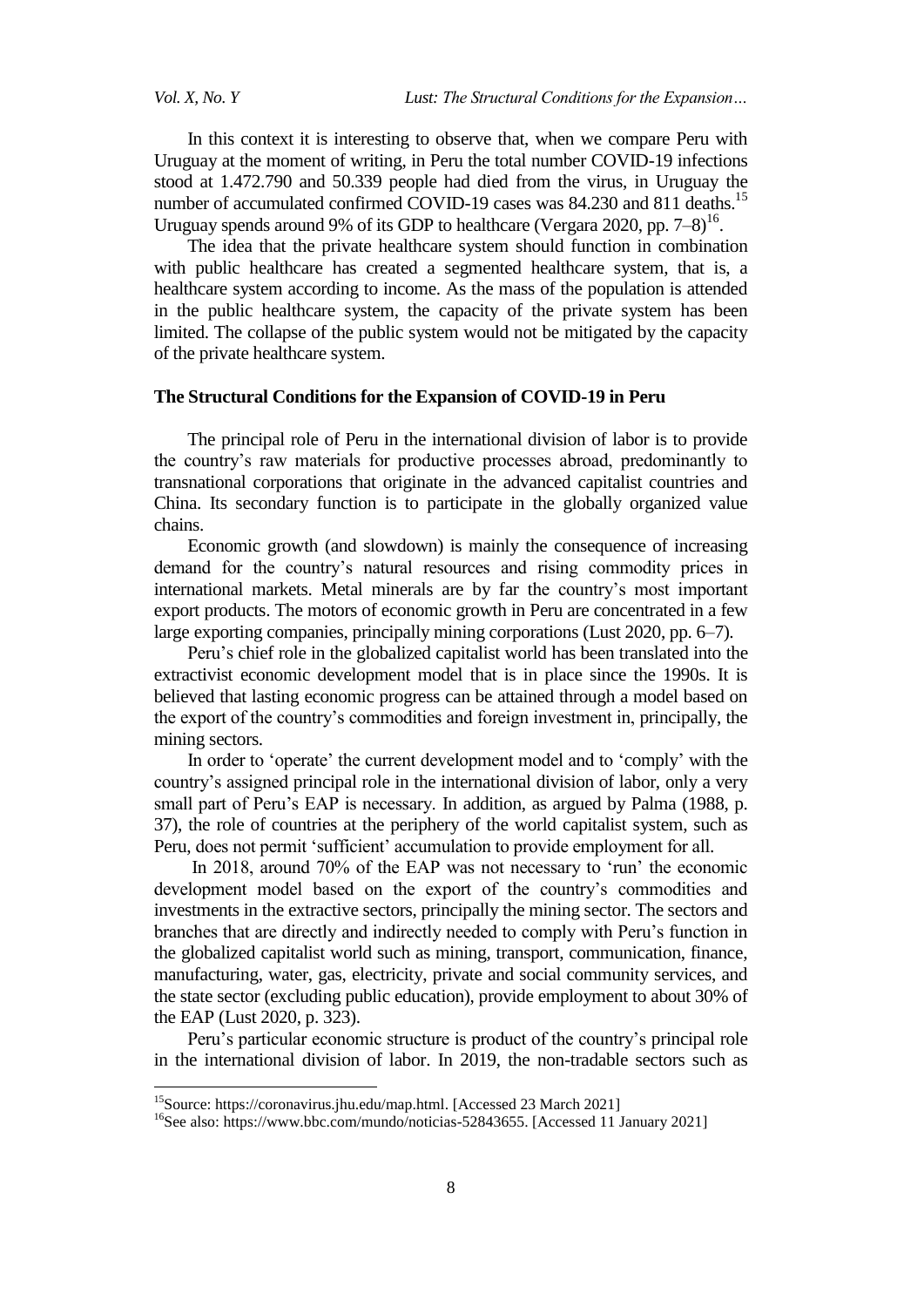In this context it is interesting to observe that, when we compare Peru with Uruguay at the moment of writing, in Peru the total number COVID-19 infections stood at 1.472.790 and 50.339 people had died from the virus, in Uruguay the number of accumulated confirmed COVID-19 cases was 84.230 and 811 deaths.[15] Uruguay spends around 9% of its GDP to healthcare (Vergara 2020, pp. 7–8)[16].

The idea that the private healthcare system should function in combination with public healthcare has created a segmented healthcare system, that is, a healthcare system according to income. As the mass of the population is attended in the public healthcare system, the capacity of the private system has been limited. The collapse of the public system would not be mitigated by the capacity of the private healthcare system.

## The Structural Conditions for the Expansion of COVID-19 in Peru

The principal role of Peru in the international division of labor is to provide the country's raw materials for productive processes abroad, predominantly to transnational corporations that originate in the advanced capitalist countries and China. Its secondary function is to participate in the globally organized value chains.

Economic growth (and slowdown) is mainly the consequence of increasing demand for the country's natural resources and rising commodity prices in international markets. Metal minerals are by far the country's most important export products. The motors of economic growth in Peru are concentrated in a few large exporting companies, principally mining corporations (Lust 2020, pp. 6–7).

Peru's chief role in the globalized capitalist world has been translated into the extractivist economic development model that is in place since the 1990s. It is believed that lasting economic progress can be attained through a model based on the export of the country's commodities and foreign investment in, principally, the mining sectors.

In order to 'operate' the current development model and to 'comply' with the country's assigned principal role in the international division of labor, only a very small part of Peru's EAP is necessary. In addition, as argued by Palma (1988, p. 37), the role of countries at the periphery of the world capitalist system, such as Peru, does not permit 'sufficient' accumulation to provide employment for all.

In 2018, around 70% of the EAP was not necessary to 'run' the economic development model based on the export of the country's commodities and investments in the extractive sectors, principally the mining sector. The sectors and branches that are directly and indirectly needed to comply with Peru's function in the globalized capitalist world such as mining, transport, communication, finance, manufacturing, water, gas, electricity, private and social community services, and the state sector (excluding public education), provide employment to about 30% of the EAP (Lust 2020, p. 323).

Peru's particular economic structure is product of the country's principal role in the international division of labor. In 2019, the non-tradable sectors such as

[15]Source: https://coronavirus.jhu.edu/map.html. [Accessed 23 March 2021]

[16]See also: https://www.bbc.com/mundo/noticias-52843655. [Accessed 11 January 2021]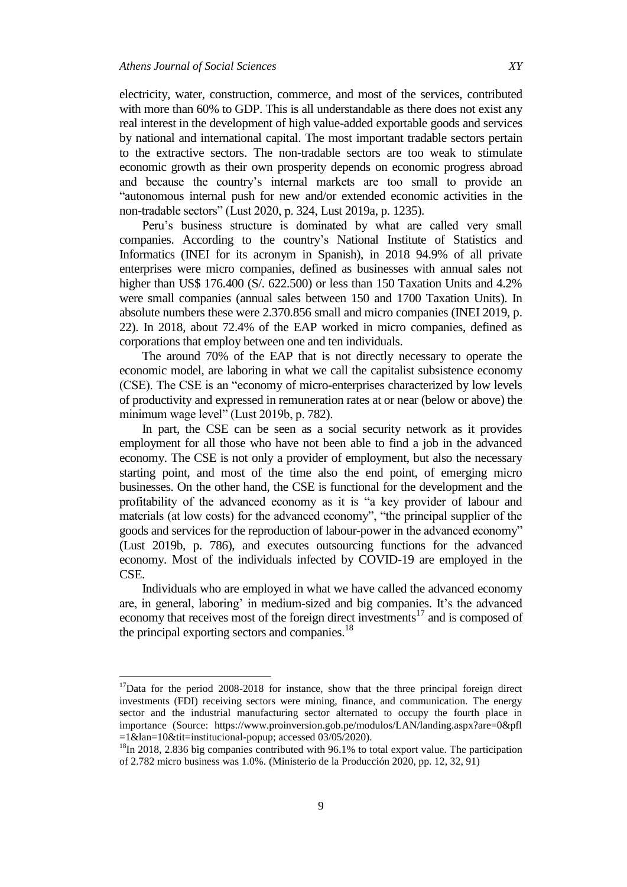electricity, water, construction, commerce, and most of the services, contributed with more than 60% to GDP. This is all understandable as there does not exist any real interest in the development of high value-added exportable goods and services by national and international capital. The most important tradable sectors pertain to the extractive sectors. The non-tradable sectors are too weak to stimulate economic growth as their own prosperity depends on economic progress abroad and because the country's internal markets are too small to provide an "autonomous internal push for new and/or extended economic activities in the non-tradable sectors" (Lust 2020, p. 324, Lust 2019a, p. 1235).

Peru's business structure is dominated by what are called very small companies. According to the country's National Institute of Statistics and Informatics (INEI for its acronym in Spanish), in 2018 94.9% of all private enterprises were micro companies, defined as businesses with annual sales not higher than US$ 176.400 (S/. 622.500) or less than 150 Taxation Units and 4.2% were small companies (annual sales between 150 and 1700 Taxation Units). In absolute numbers these were 2.370.856 small and micro companies (INEI 2019, p. 22). In 2018, about 72.4% of the EAP worked in micro companies, defined as corporations that employ between one and ten individuals.

The around 70% of the EAP that is not directly necessary to operate the economic model, are laboring in what we call the capitalist subsistence economy (CSE). The CSE is an "economy of micro-enterprises characterized by low levels of productivity and expressed in remuneration rates at or near (below or above) the minimum wage level" (Lust 2019b, p. 782).

In part, the CSE can be seen as a social security network as it provides employment for all those who have not been able to find a job in the advanced economy. The CSE is not only a provider of employment, but also the necessary starting point, and most of the time also the end point, of emerging micro businesses. On the other hand, the CSE is functional for the development and the profitability of the advanced economy as it is "a key provider of labour and materials (at low costs) for the advanced economy", "the principal supplier of the goods and services for the reproduction of labour-power in the advanced economy" (Lust 2019b, p. 786), and executes outsourcing functions for the advanced economy. Most of the individuals infected by COVID-19 are employed in the CSE.

Individuals who are employed in what we have called the advanced economy are, in general, laboring' in medium-sized and big companies. It's the advanced economy that receives most of the foreign direct investments[17] and is composed of the principal exporting sectors and companies.[18]

---

[17] Data for the period 2008-2018 for instance, show that the three principal foreign direct investments (FDI) receiving sectors were mining, finance, and communication. The energy sector and the industrial manufacturing sector alternated to occupy the fourth place in importance (Source: https://www.proinversion.gob.pe/modulos/LAN/landing.aspx?are=0&pfl=1&lan=10&tit=institucional-popup; accessed 03/05/2020).

[18] In 2018, 2.836 big companies contributed with 96.1% to total export value. The participation of 2.782 micro business was 1.0%. (Ministerio de la Producción 2020, pp. 12, 32, 91)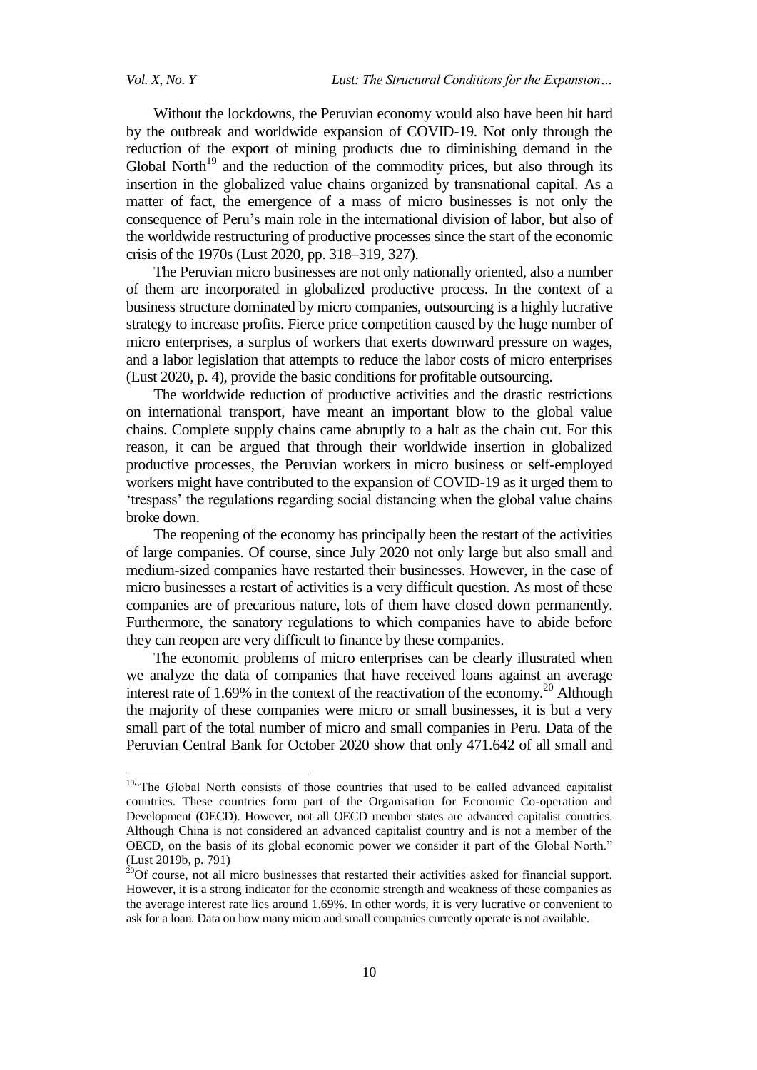Without the lockdowns, the Peruvian economy would also have been hit hard by the outbreak and worldwide expansion of COVID-19. Not only through the reduction of the export of mining products due to diminishing demand in the Global North[19] and the reduction of the commodity prices, but also through its insertion in the globalized value chains organized by transnational capital. As a matter of fact, the emergence of a mass of micro businesses is not only the consequence of Peru's main role in the international division of labor, but also of the worldwide restructuring of productive processes since the start of the economic crisis of the 1970s (Lust 2020, pp. 318–319, 327).

The Peruvian micro businesses are not only nationally oriented, also a number of them are incorporated in globalized productive process. In the context of a business structure dominated by micro companies, outsourcing is a highly lucrative strategy to increase profits. Fierce price competition caused by the huge number of micro enterprises, a surplus of workers that exerts downward pressure on wages, and a labor legislation that attempts to reduce the labor costs of micro enterprises (Lust 2020, p. 4), provide the basic conditions for profitable outsourcing.

The worldwide reduction of productive activities and the drastic restrictions on international transport, have meant an important blow to the global value chains. Complete supply chains came abruptly to a halt as the chain cut. For this reason, it can be argued that through their worldwide insertion in globalized productive processes, the Peruvian workers in micro business or self-employed workers might have contributed to the expansion of COVID-19 as it urged them to 'trespass' the regulations regarding social distancing when the global value chains broke down.

The reopening of the economy has principally been the restart of the activities of large companies. Of course, since July 2020 not only large but also small and medium-sized companies have restarted their businesses. However, in the case of micro businesses a restart of activities is a very difficult question. As most of these companies are of precarious nature, lots of them have closed down permanently. Furthermore, the sanatory regulations to which companies have to abide before they can reopen are very difficult to finance by these companies.

The economic problems of micro enterprises can be clearly illustrated when we analyze the data of companies that have received loans against an average interest rate of 1.69% in the context of the reactivation of the economy.[20] Although the majority of these companies were micro or small businesses, it is but a very small part of the total number of micro and small companies in Peru. Data of the Peruvian Central Bank for October 2020 show that only 471.642 of all small and

---

[19] "The Global North consists of those countries that used to be called advanced capitalist countries. These countries form part of the Organisation for Economic Co-operation and Development (OECD). However, not all OECD member states are advanced capitalist countries. Although China is not considered an advanced capitalist country and is not a member of the OECD, on the basis of its global economic power we consider it part of the Global North." (Lust 2019b, p. 791)

[20] Of course, not all micro businesses that restarted their activities asked for financial support. However, it is a strong indicator for the economic strength and weakness of these companies as the average interest rate lies around 1.69%. In other words, it is very lucrative or convenient to ask for a loan. Data on how many micro and small companies currently operate is not available.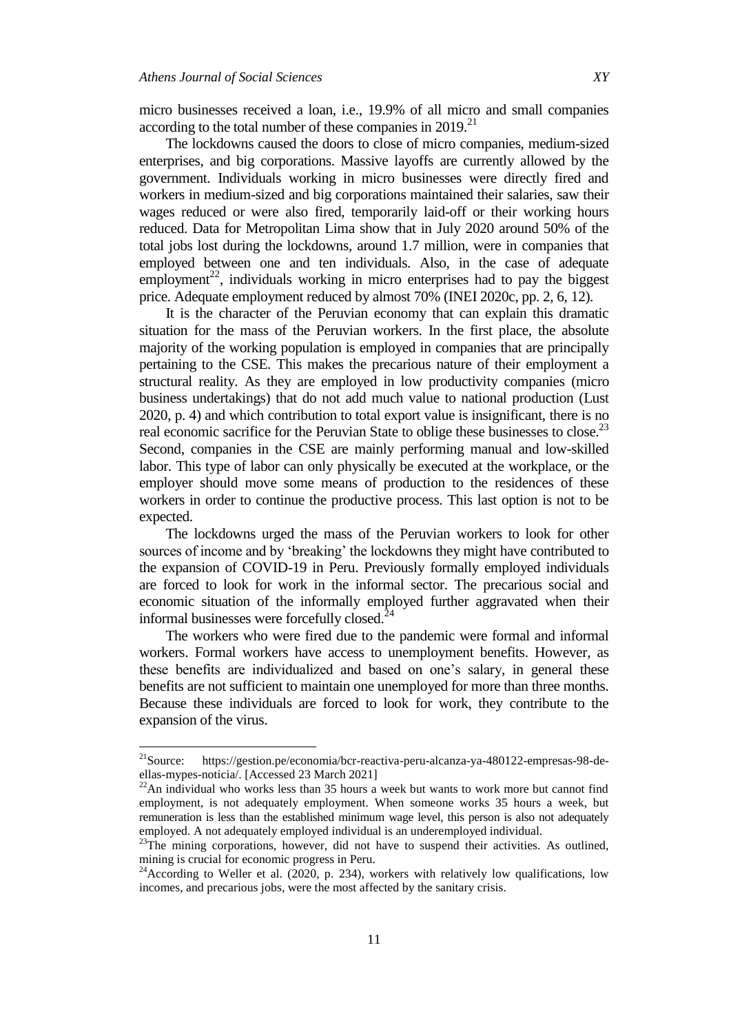micro businesses received a loan, i.e., 19.9% of all micro and small companies according to the total number of these companies in 2019.[21]

The lockdowns caused the doors to close of micro companies, medium-sized enterprises, and big corporations. Massive layoffs are currently allowed by the government. Individuals working in micro businesses were directly fired and workers in medium-sized and big corporations maintained their salaries, saw their wages reduced or were also fired, temporarily laid-off or their working hours reduced. Data for Metropolitan Lima show that in July 2020 around 50% of the total jobs lost during the lockdowns, around 1.7 million, were in companies that employed between one and ten individuals. Also, in the case of adequate employment[22], individuals working in micro enterprises had to pay the biggest price. Adequate employment reduced by almost 70% (INEI 2020c, pp. 2, 6, 12).

It is the character of the Peruvian economy that can explain this dramatic situation for the mass of the Peruvian workers. In the first place, the absolute majority of the working population is employed in companies that are principally pertaining to the CSE. This makes the precarious nature of their employment a structural reality. As they are employed in low productivity companies (micro business undertakings) that do not add much value to national production (Lust 2020, p. 4) and which contribution to total export value is insignificant, there is no real economic sacrifice for the Peruvian State to oblige these businesses to close.[23] Second, companies in the CSE are mainly performing manual and low-skilled labor. This type of labor can only physically be executed at the workplace, or the employer should move some means of production to the residences of these workers in order to continue the productive process. This last option is not to be expected.

The lockdowns urged the mass of the Peruvian workers to look for other sources of income and by 'breaking' the lockdowns they might have contributed to the expansion of COVID-19 in Peru. Previously formally employed individuals are forced to look for work in the informal sector. The precarious social and economic situation of the informally employed further aggravated when their informal businesses were forcefully closed.[24]

The workers who were fired due to the pandemic were formal and informal workers. Formal workers have access to unemployment benefits. However, as these benefits are individualized and based on one's salary, in general these benefits are not sufficient to maintain one unemployed for more than three months. Because these individuals are forced to look for work, they contribute to the expansion of the virus.

---

[21]Source: https://gestion.pe/economia/bcr-reactiva-peru-alcanza-ya-480122-empresas-98-de-ellas-mypes-noticia/. [Accessed 23 March 2021]

[22]An individual who works less than 35 hours a week but wants to work more but cannot find employment, is not adequately employment. When someone works 35 hours a week, but remuneration is less than the established minimum wage level, this person is also not adequately employed. A not adequately employed individual is an underemployed individual.

[23]The mining corporations, however, did not have to suspend their activities. As outlined, mining is crucial for economic progress in Peru.

[24]According to Weller et al. (2020, p. 234), workers with relatively low qualifications, low incomes, and precarious jobs, were the most affected by the sanitary crisis.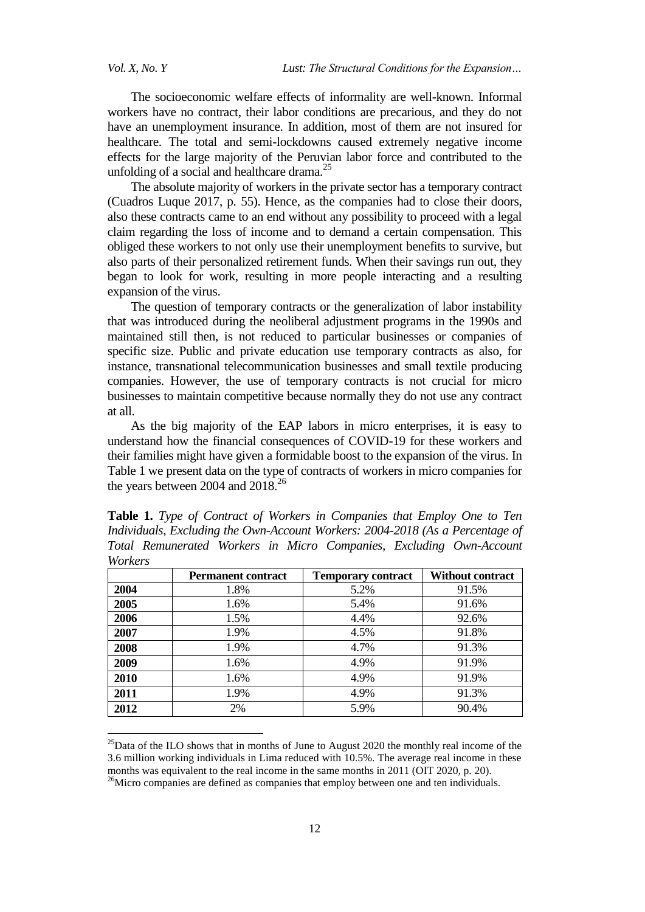The socioeconomic welfare effects of informality are well-known. Informal workers have no contract, their labor conditions are precarious, and they do not have an unemployment insurance. In addition, most of them are not insured for healthcare. The total and semi-lockdowns caused extremely negative income effects for the large majority of the Peruvian labor force and contributed to the unfolding of a social and healthcare drama.[25]

The absolute majority of workers in the private sector has a temporary contract (Cuadros Luque 2017, p. 55). Hence, as the companies had to close their doors, also these contracts came to an end without any possibility to proceed with a legal claim regarding the loss of income and to demand a certain compensation. This obliged these workers to not only use their unemployment benefits to survive, but also parts of their personalized retirement funds. When their savings run out, they began to look for work, resulting in more people interacting and a resulting expansion of the virus.

The question of temporary contracts or the generalization of labor instability that was introduced during the neoliberal adjustment programs in the 1990s and maintained still then, is not reduced to particular businesses or companies of specific size. Public and private education use temporary contracts as also, for instance, transnational telecommunication businesses and small textile producing companies. However, the use of temporary contracts is not crucial for micro businesses to maintain competitive because normally they do not use any contract at all.

As the big majority of the EAP labors in micro enterprises, it is easy to understand how the financial consequences of COVID-19 for these workers and their families might have given a formidable boost to the expansion of the virus. In Table 1 we present data on the type of contracts of workers in micro companies for the years between 2004 and 2018.[26]

**Table 1.** *Type of Contract of Workers in Companies that Employ One to Ten Individuals, Excluding the Own-Account Workers: 2004-2018 (As a Percentage of Total Remunerated Workers in Micro Companies, Excluding Own-Account Workers*

| | Permanent contract | Temporary contract | Without contract |
|---|---|---|---|
| **2004** | 1.8% | 5.2% | 91.5% |
| **2005** | 1.6% | 5.4% | 91.6% |
| **2006** | 1.5% | 4.4% | 92.6% |
| **2007** | 1.9% | 4.5% | 91.8% |
| **2008** | 1.9% | 4.7% | 91.3% |
| **2009** | 1.6% | 4.9% | 91.9% |
| **2010** | 1.6% | 4.9% | 91.9% |
| **2011** | 1.9% | 4.9% | 91.3% |
| **2012** | 2% | 5.9% | 90.4% |

[25] Data of the ILO shows that in months of June to August 2020 the monthly real income of the 3.6 million working individuals in Lima reduced with 10.5%. The average real income in these months was equivalent to the real income in the same months in 2011 (OIT 2020, p. 20).

[26] Micro companies are defined as companies that employ between one and ten individuals.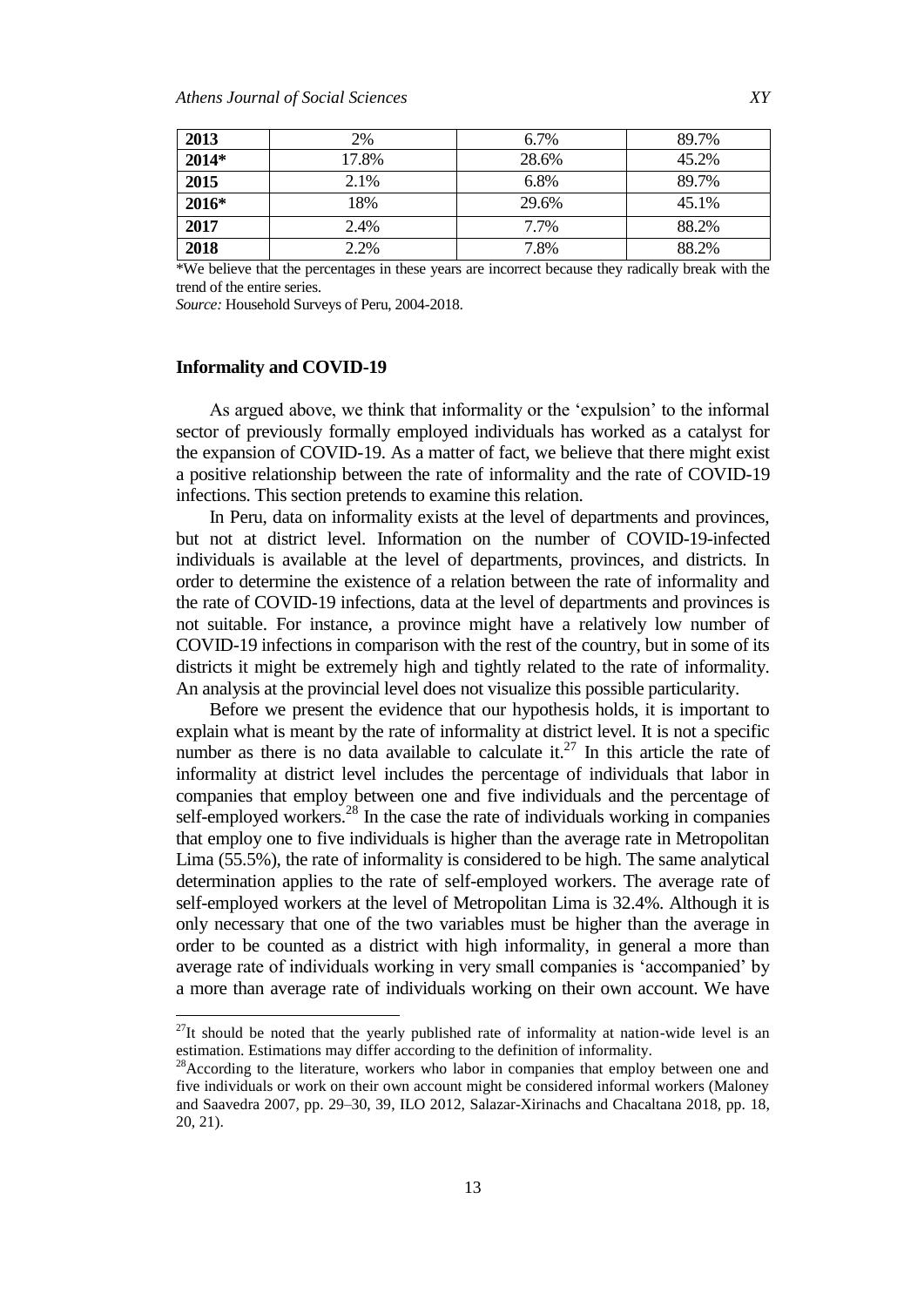| 2013 | 2% | 6.7% | 89.7% |
|---|---|---|---|
| 2014* | 17.8% | 28.6% | 45.2% |
| 2015 | 2.1% | 6.8% | 89.7% |
| 2016* | 18% | 29.6% | 45.1% |
| 2017 | 2.4% | 7.7% | 88.2% |
| 2018 | 2.2% | 7.8% | 88.2% |

*We believe that the percentages in these years are incorrect because they radically break with the trend of the entire series.

*Source:* Household Surveys of Peru, 2004-2018.

## Informality and COVID-19

As argued above, we think that informality or the 'expulsion' to the informal sector of previously formally employed individuals has worked as a catalyst for the expansion of COVID-19. As a matter of fact, we believe that there might exist a positive relationship between the rate of informality and the rate of COVID-19 infections. This section pretends to examine this relation.

In Peru, data on informality exists at the level of departments and provinces, but not at district level. Information on the number of COVID-19-infected individuals is available at the level of departments, provinces, and districts. In order to determine the existence of a relation between the rate of informality and the rate of COVID-19 infections, data at the level of departments and provinces is not suitable. For instance, a province might have a relatively low number of COVID-19 infections in comparison with the rest of the country, but in some of its districts it might be extremely high and tightly related to the rate of informality. An analysis at the provincial level does not visualize this possible particularity.

Before we present the evidence that our hypothesis holds, it is important to explain what is meant by the rate of informality at district level. It is not a specific number as there is no data available to calculate it.[27] In this article the rate of informality at district level includes the percentage of individuals that labor in companies that employ between one and five individuals and the percentage of self-employed workers.[28] In the case the rate of individuals working in companies that employ one to five individuals is higher than the average rate in Metropolitan Lima (55.5%), the rate of informality is considered to be high. The same analytical determination applies to the rate of self-employed workers. The average rate of self-employed workers at the level of Metropolitan Lima is 32.4%. Although it is only necessary that one of the two variables must be higher than the average in order to be counted as a district with high informality, in general a more than average rate of individuals working in very small companies is 'accompanied' by a more than average rate of individuals working on their own account. We have

[27]It should be noted that the yearly published rate of informality at nation-wide level is an estimation. Estimations may differ according to the definition of informality.

[28]According to the literature, workers who labor in companies that employ between one and five individuals or work on their own account might be considered informal workers (Maloney and Saavedra 2007, pp. 29–30, 39, ILO 2012, Salazar-Xirinachs and Chacaltana 2018, pp. 18, 20, 21).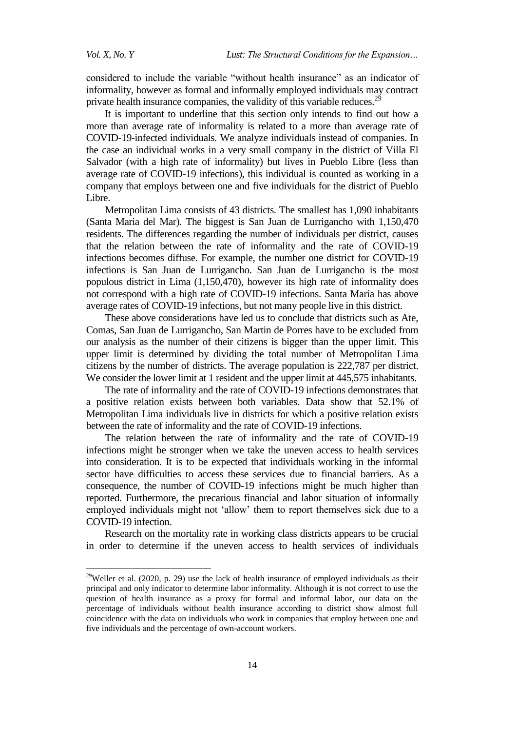considered to include the variable "without health insurance" as an indicator of informality, however as formal and informally employed individuals may contract private health insurance companies, the validity of this variable reduces.[29]

It is important to underline that this section only intends to find out how a more than average rate of informality is related to a more than average rate of COVID-19-infected individuals. We analyze individuals instead of companies. In the case an individual works in a very small company in the district of Villa El Salvador (with a high rate of informality) but lives in Pueblo Libre (less than average rate of COVID-19 infections), this individual is counted as working in a company that employs between one and five individuals for the district of Pueblo Libre.

Metropolitan Lima consists of 43 districts. The smallest has 1,090 inhabitants (Santa Maria del Mar). The biggest is San Juan de Lurrigancho with 1,150,470 residents. The differences regarding the number of individuals per district, causes that the relation between the rate of informality and the rate of COVID-19 infections becomes diffuse. For example, the number one district for COVID-19 infections is San Juan de Lurrigancho. San Juan de Lurrigancho is the most populous district in Lima (1,150,470), however its high rate of informality does not correspond with a high rate of COVID-19 infections. Santa María has above average rates of COVID-19 infections, but not many people live in this district.

These above considerations have led us to conclude that districts such as Ate, Comas, San Juan de Lurrigancho, San Martin de Porres have to be excluded from our analysis as the number of their citizens is bigger than the upper limit. This upper limit is determined by dividing the total number of Metropolitan Lima citizens by the number of districts. The average population is 222,787 per district. We consider the lower limit at 1 resident and the upper limit at 445,575 inhabitants.

The rate of informality and the rate of COVID-19 infections demonstrates that a positive relation exists between both variables. Data show that 52.1% of Metropolitan Lima individuals live in districts for which a positive relation exists between the rate of informality and the rate of COVID-19 infections.

The relation between the rate of informality and the rate of COVID-19 infections might be stronger when we take the uneven access to health services into consideration. It is to be expected that individuals working in the informal sector have difficulties to access these services due to financial barriers. As a consequence, the number of COVID-19 infections might be much higher than reported. Furthermore, the precarious financial and labor situation of informally employed individuals might not 'allow' them to report themselves sick due to a COVID-19 infection.

Research on the mortality rate in working class districts appears to be crucial in order to determine if the uneven access to health services of individuals

---

[29]Weller et al. (2020, p. 29) use the lack of health insurance of employed individuals as their principal and only indicator to determine labor informality. Although it is not correct to use the question of health insurance as a proxy for formal and informal labor, our data on the percentage of individuals without health insurance according to district show almost full coincidence with the data on individuals who work in companies that employ between one and five individuals and the percentage of own-account workers.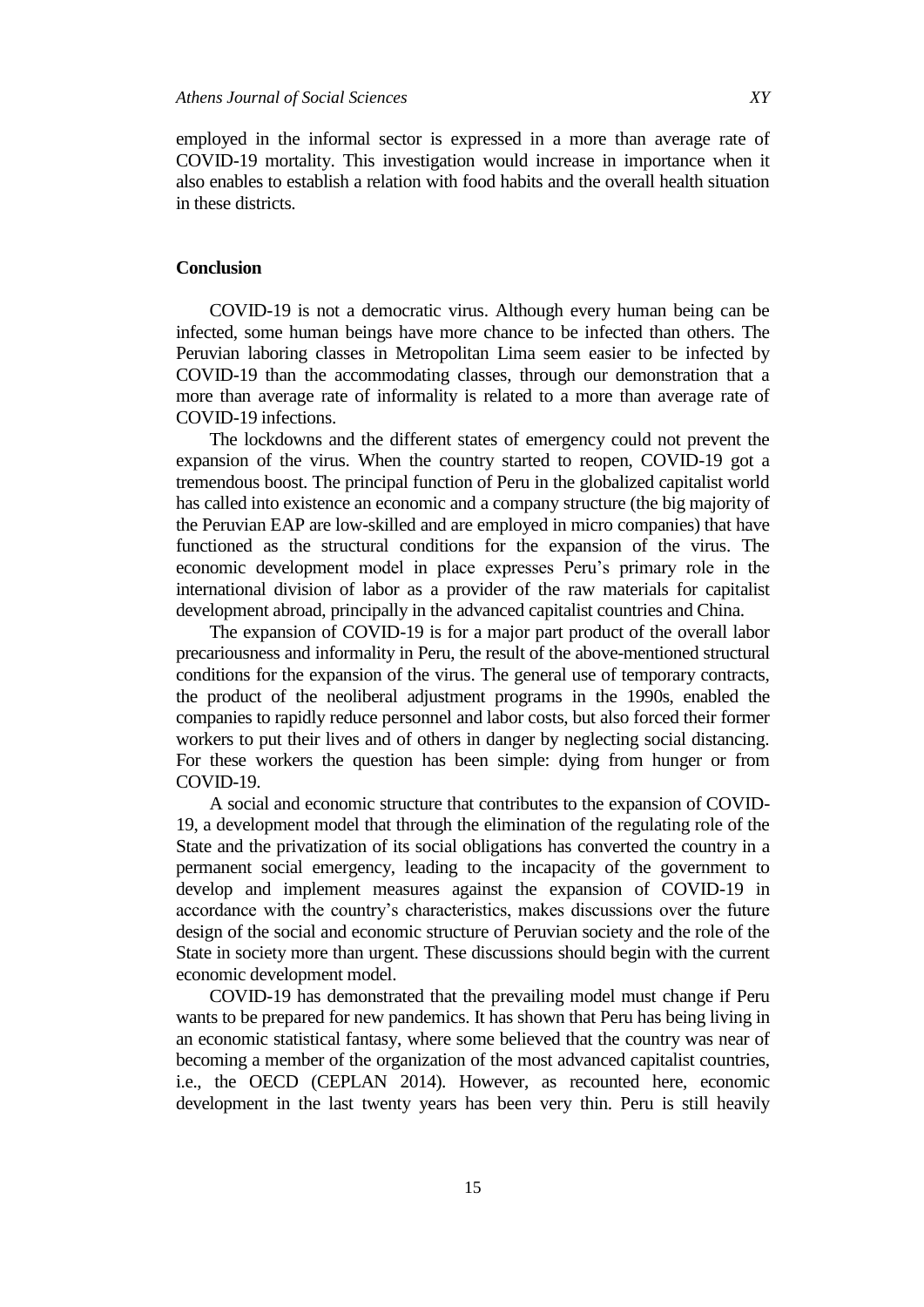employed in the informal sector is expressed in a more than average rate of COVID-19 mortality. This investigation would increase in importance when it also enables to establish a relation with food habits and the overall health situation in these districts.

## Conclusion

COVID-19 is not a democratic virus. Although every human being can be infected, some human beings have more chance to be infected than others. The Peruvian laboring classes in Metropolitan Lima seem easier to be infected by COVID-19 than the accommodating classes, through our demonstration that a more than average rate of informality is related to a more than average rate of COVID-19 infections.

The lockdowns and the different states of emergency could not prevent the expansion of the virus. When the country started to reopen, COVID-19 got a tremendous boost. The principal function of Peru in the globalized capitalist world has called into existence an economic and a company structure (the big majority of the Peruvian EAP are low-skilled and are employed in micro companies) that have functioned as the structural conditions for the expansion of the virus. The economic development model in place expresses Peru's primary role in the international division of labor as a provider of the raw materials for capitalist development abroad, principally in the advanced capitalist countries and China.

The expansion of COVID-19 is for a major part product of the overall labor precariousness and informality in Peru, the result of the above-mentioned structural conditions for the expansion of the virus. The general use of temporary contracts, the product of the neoliberal adjustment programs in the 1990s, enabled the companies to rapidly reduce personnel and labor costs, but also forced their former workers to put their lives and of others in danger by neglecting social distancing. For these workers the question has been simple: dying from hunger or from COVID-19.

A social and economic structure that contributes to the expansion of COVID-19, a development model that through the elimination of the regulating role of the State and the privatization of its social obligations has converted the country in a permanent social emergency, leading to the incapacity of the government to develop and implement measures against the expansion of COVID-19 in accordance with the country's characteristics, makes discussions over the future design of the social and economic structure of Peruvian society and the role of the State in society more than urgent. These discussions should begin with the current economic development model.

COVID-19 has demonstrated that the prevailing model must change if Peru wants to be prepared for new pandemics. It has shown that Peru has being living in an economic statistical fantasy, where some believed that the country was near of becoming a member of the organization of the most advanced capitalist countries, i.e., the OECD (CEPLAN 2014). However, as recounted here, economic development in the last twenty years has been very thin. Peru is still heavily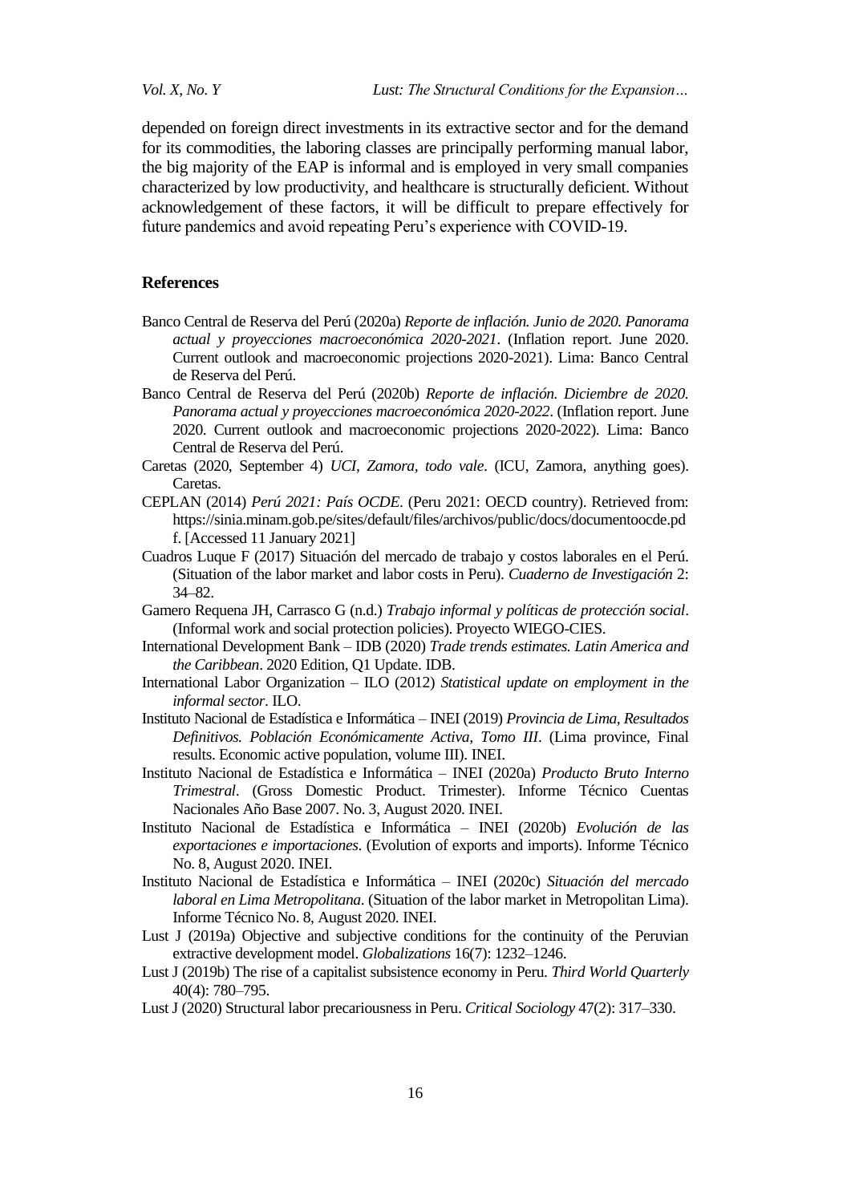depended on foreign direct investments in its extractive sector and for the demand for its commodities, the laboring classes are principally performing manual labor, the big majority of the EAP is informal and is employed in very small companies characterized by low productivity, and healthcare is structurally deficient. Without acknowledgement of these factors, it will be difficult to prepare effectively for future pandemics and avoid repeating Peru's experience with COVID-19.

## References

Banco Central de Reserva del Perú (2020a) *Reporte de inflación. Junio de 2020. Panorama actual y proyecciones macroeconómica 2020-2021*. (Inflation report. June 2020. Current outlook and macroeconomic projections 2020-2021). Lima: Banco Central de Reserva del Perú.

Banco Central de Reserva del Perú (2020b) *Reporte de inflación. Diciembre de 2020. Panorama actual y proyecciones macroeconómica 2020-2022*. (Inflation report. June 2020. Current outlook and macroeconomic projections 2020-2022). Lima: Banco Central de Reserva del Perú.

Caretas (2020, September 4) *UCI, Zamora, todo vale*. (ICU, Zamora, anything goes). Caretas.

CEPLAN (2014) *Perú 2021: País OCDE*. (Peru 2021: OECD country). Retrieved from: https://sinia.minam.gob.pe/sites/default/files/archivos/public/docs/documentoocde.pdf. [Accessed 11 January 2021]

Cuadros Luque F (2017) Situación del mercado de trabajo y costos laborales en el Perú. (Situation of the labor market and labor costs in Peru). *Cuaderno de Investigación* 2: 34–82.

Gamero Requena JH, Carrasco G (n.d.) *Trabajo informal y políticas de protección social*. (Informal work and social protection policies). Proyecto WIEGO-CIES.

International Development Bank – IDB (2020) *Trade trends estimates. Latin America and the Caribbean*. 2020 Edition, Q1 Update. IDB.

International Labor Organization – ILO (2012) *Statistical update on employment in the informal sector*. ILO.

Instituto Nacional de Estadística e Informática – INEI (2019) *Provincia de Lima, Resultados Definitivos. Población Económicamente Activa, Tomo III*. (Lima province, Final results. Economic active population, volume III). INEI.

Instituto Nacional de Estadística e Informática – INEI (2020a) *Producto Bruto Interno Trimestral*. (Gross Domestic Product. Trimester). Informe Técnico Cuentas Nacionales Año Base 2007. No. 3, August 2020. INEI.

Instituto Nacional de Estadística e Informática – INEI (2020b) *Evolución de las exportaciones e importaciones*. (Evolution of exports and imports). Informe Técnico No. 8, August 2020. INEI.

Instituto Nacional de Estadística e Informática – INEI (2020c) *Situación del mercado laboral en Lima Metropolitana*. (Situation of the labor market in Metropolitan Lima). Informe Técnico No. 8, August 2020. INEI.

Lust J (2019a) Objective and subjective conditions for the continuity of the Peruvian extractive development model. *Globalizations* 16(7): 1232–1246.

Lust J (2019b) The rise of a capitalist subsistence economy in Peru. *Third World Quarterly* 40(4): 780–795.

Lust J (2020) Structural labor precariousness in Peru. *Critical Sociology* 47(2): 317–330.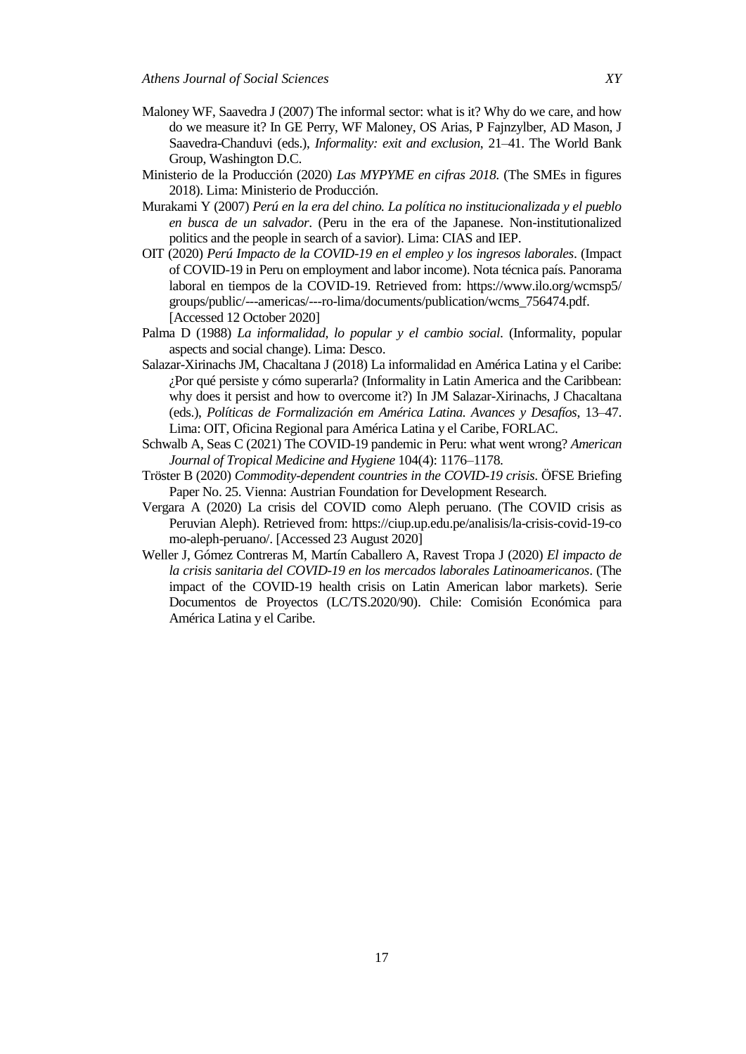Maloney WF, Saavedra J (2007) The informal sector: what is it? Why do we care, and how do we measure it? In GE Perry, WF Maloney, OS Arias, P Fajnzylber, AD Mason, J Saavedra-Chanduvi (eds.), *Informality: exit and exclusion*, 21–41. The World Bank Group, Washington D.C.

Ministerio de la Producción (2020) *Las MYPYME en cifras 2018*. (The SMEs in figures 2018). Lima: Ministerio de Producción.

Murakami Y (2007) *Perú en la era del chino. La política no institucionalizada y el pueblo en busca de un salvador*. (Peru in the era of the Japanese. Non-institutionalized politics and the people in search of a savior). Lima: CIAS and IEP.

OIT (2020) *Perú Impacto de la COVID-19 en el empleo y los ingresos laborales*. (Impact of COVID-19 in Peru on employment and labor income). Nota técnica país. Panorama laboral en tiempos de la COVID-19. Retrieved from: https://www.ilo.org/wcmsp5/groups/public/---americas/---ro-lima/documents/publication/wcms_756474.pdf. [Accessed 12 October 2020]

Palma D (1988) *La informalidad, lo popular y el cambio social*. (Informality, popular aspects and social change). Lima: Desco.

Salazar-Xirinachs JM, Chacaltana J (2018) La informalidad en América Latina y el Caribe: ¿Por qué persiste y cómo superarla? (Informality in Latin America and the Caribbean: why does it persist and how to overcome it?) In JM Salazar-Xirinachs, J Chacaltana (eds.), *Políticas de Formalización em América Latina. Avances y Desafíos*, 13–47. Lima: OIT, Oficina Regional para América Latina y el Caribe, FORLAC.

Schwalb A, Seas C (2021) The COVID-19 pandemic in Peru: what went wrong? *American Journal of Tropical Medicine and Hygiene* 104(4): 1176–1178.

Tröster B (2020) *Commodity-dependent countries in the COVID-19 crisis*. ÖFSE Briefing Paper No. 25. Vienna: Austrian Foundation for Development Research.

Vergara A (2020) La crisis del COVID como Aleph peruano. (The COVID crisis as Peruvian Aleph). Retrieved from: https://ciup.up.edu.pe/analisis/la-crisis-covid-19-como-aleph-peruano/. [Accessed 23 August 2020]

Weller J, Gómez Contreras M, Martín Caballero A, Ravest Tropa J (2020) *El impacto de la crisis sanitaria del COVID-19 en los mercados laborales Latinoamericanos*. (The impact of the COVID-19 health crisis on Latin American labor markets). Serie Documentos de Proyectos (LC/TS.2020/90). Chile: Comisión Económica para América Latina y el Caribe.